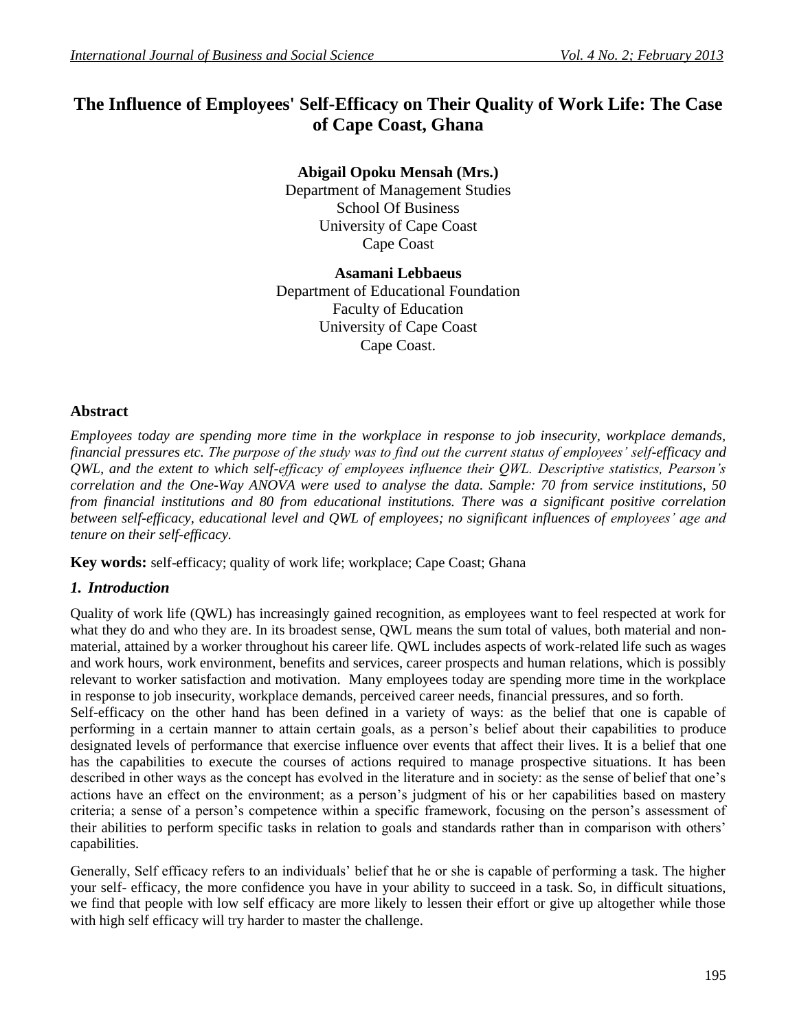# The Influence of Employees' Self-Efficacy on Their Quality of Work Life: The Case of Cape Coast, Ghana

**Abigail Opoku Mensah (Mrs.)**
Department of Management Studies
School Of Business
University of Cape Coast
Cape Coast

**Asamani Lebbaeus**
Department of Educational Foundation
Faculty of Education
University of Cape Coast
Cape Coast.

## Abstract

*Employees today are spending more time in the workplace in response to job insecurity, workplace demands, financial pressures etc. The purpose of the study was to find out the current status of employees' self-efficacy and QWL, and the extent to which self-efficacy of employees influence their QWL. Descriptive statistics, Pearson's correlation and the One-Way ANOVA were used to analyse the data. Sample: 70 from service institutions, 50 from financial institutions and 80 from educational institutions. There was a significant positive correlation between self-efficacy, educational level and QWL of employees; no significant influences of employees' age and tenure on their self-efficacy.*

**Key words:** self-efficacy; quality of work life; workplace; Cape Coast; Ghana

## *1. Introduction*

Quality of work life (QWL) has increasingly gained recognition, as employees want to feel respected at work for what they do and who they are. In its broadest sense, QWL means the sum total of values, both material and non-material, attained by a worker throughout his career life. QWL includes aspects of work-related life such as wages and work hours, work environment, benefits and services, career prospects and human relations, which is possibly relevant to worker satisfaction and motivation. Many employees today are spending more time in the workplace in response to job insecurity, workplace demands, perceived career needs, financial pressures, and so forth.

Self-efficacy on the other hand has been defined in a variety of ways: as the belief that one is capable of performing in a certain manner to attain certain goals, as a person's belief about their capabilities to produce designated levels of performance that exercise influence over events that affect their lives. It is a belief that one has the capabilities to execute the courses of actions required to manage prospective situations. It has been described in other ways as the concept has evolved in the literature and in society: as the sense of belief that one's actions have an effect on the environment; as a person's judgment of his or her capabilities based on mastery criteria; a sense of a person's competence within a specific framework, focusing on the person's assessment of their abilities to perform specific tasks in relation to goals and standards rather than in comparison with others' capabilities.

Generally, Self efficacy refers to an individuals' belief that he or she is capable of performing a task. The higher your self- efficacy, the more confidence you have in your ability to succeed in a task. So, in difficult situations, we find that people with low self efficacy are more likely to lessen their effort or give up altogether while those with high self efficacy will try harder to master the challenge.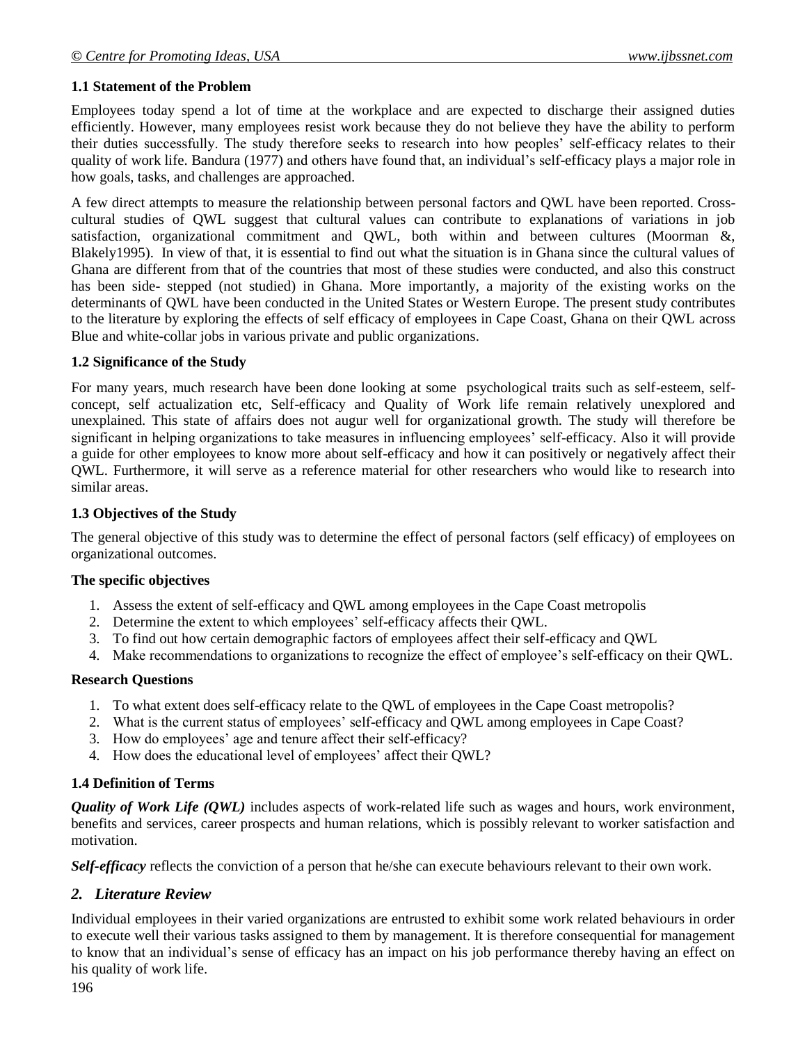### 1.1 Statement of the Problem

Employees today spend a lot of time at the workplace and are expected to discharge their assigned duties efficiently. However, many employees resist work because they do not believe they have the ability to perform their duties successfully. The study therefore seeks to research into how peoples' self-efficacy relates to their quality of work life. Bandura (1977) and others have found that, an individual's self-efficacy plays a major role in how goals, tasks, and challenges are approached.

A few direct attempts to measure the relationship between personal factors and QWL have been reported. Cross-cultural studies of QWL suggest that cultural values can contribute to explanations of variations in job satisfaction, organizational commitment and QWL, both within and between cultures (Moorman &, Blakely1995). In view of that, it is essential to find out what the situation is in Ghana since the cultural values of Ghana are different from that of the countries that most of these studies were conducted, and also this construct has been side- stepped (not studied) in Ghana. More importantly, a majority of the existing works on the determinants of QWL have been conducted in the United States or Western Europe. The present study contributes to the literature by exploring the effects of self efficacy of employees in Cape Coast, Ghana on their QWL across Blue and white-collar jobs in various private and public organizations.

### 1.2 Significance of the Study

For many years, much research have been done looking at some psychological traits such as self-esteem, self-concept, self actualization etc, Self-efficacy and Quality of Work life remain relatively unexplored and unexplained. This state of affairs does not augur well for organizational growth. The study will therefore be significant in helping organizations to take measures in influencing employees' self-efficacy. Also it will provide a guide for other employees to know more about self-efficacy and how it can positively or negatively affect their QWL. Furthermore, it will serve as a reference material for other researchers who would like to research into similar areas.

### 1.3 Objectives of the Study

The general objective of this study was to determine the effect of personal factors (self efficacy) of employees on organizational outcomes.

**The specific objectives**

1. Assess the extent of self-efficacy and QWL among employees in the Cape Coast metropolis
2. Determine the extent to which employees' self-efficacy affects their QWL.
3. To find out how certain demographic factors of employees affect their self-efficacy and QWL
4. Make recommendations to organizations to recognize the effect of employee's self-efficacy on their QWL.

**Research Questions**

1. To what extent does self-efficacy relate to the QWL of employees in the Cape Coast metropolis?
2. What is the current status of employees' self-efficacy and QWL among employees in Cape Coast?
3. How do employees' age and tenure affect their self-efficacy?
4. How does the educational level of employees' affect their QWL?

### 1.4 Definition of Terms

***Quality of Work Life (QWL)*** includes aspects of work-related life such as wages and hours, work environment, benefits and services, career prospects and human relations, which is possibly relevant to worker satisfaction and motivation.

***Self-efficacy*** reflects the conviction of a person that he/she can execute behaviours relevant to their own work.

## *2. Literature Review*

Individual employees in their varied organizations are entrusted to exhibit some work related behaviours in order to execute well their various tasks assigned to them by management. It is therefore consequential for management to know that an individual's sense of efficacy has an impact on his job performance thereby having an effect on his quality of work life.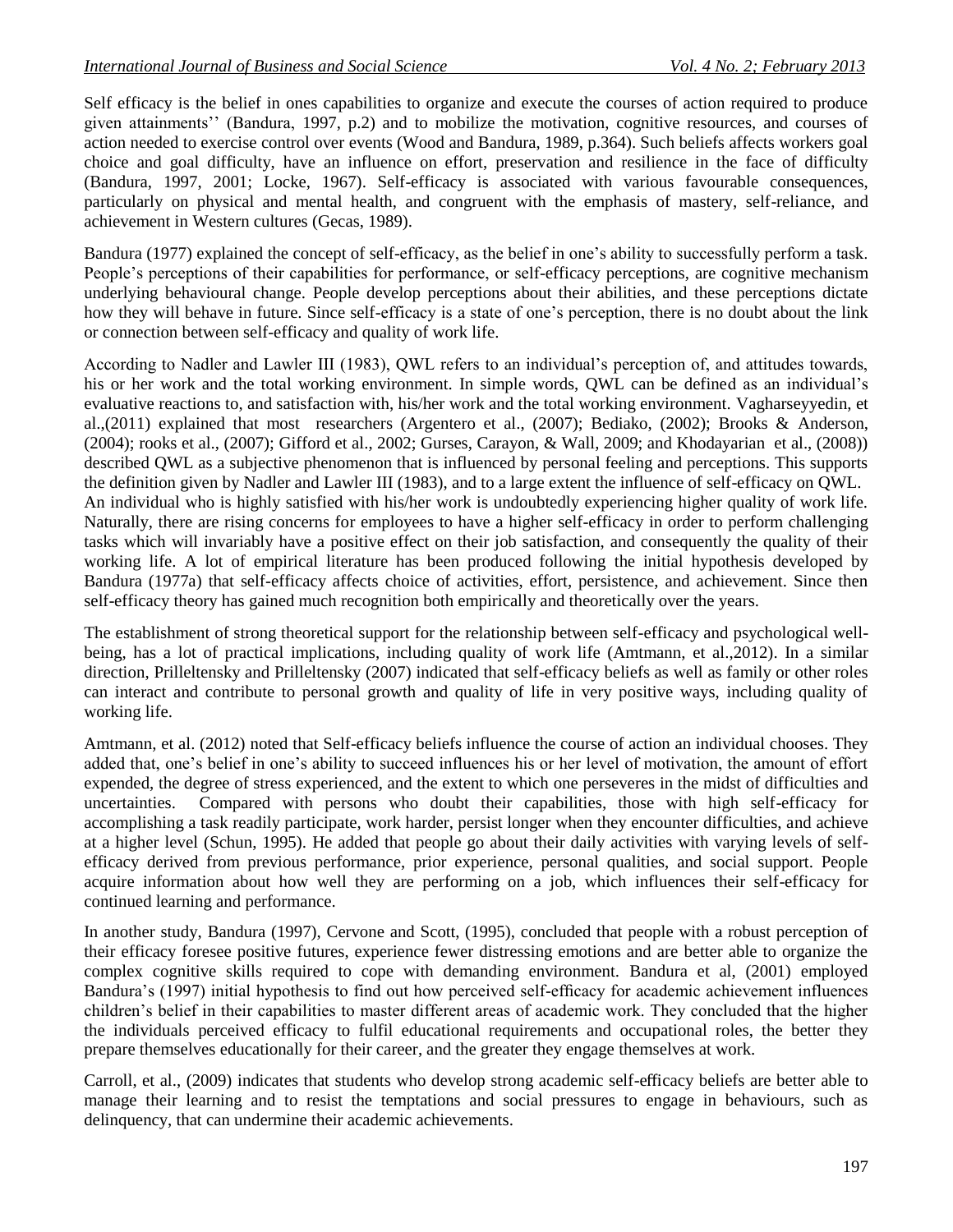Self efficacy is the belief in ones capabilities to organize and execute the courses of action required to produce given attainments'' (Bandura, 1997, p.2) and to mobilize the motivation, cognitive resources, and courses of action needed to exercise control over events (Wood and Bandura, 1989, p.364). Such beliefs affects workers goal choice and goal difficulty, have an influence on effort, preservation and resilience in the face of difficulty (Bandura, 1997, 2001; Locke, 1967). Self-efficacy is associated with various favourable consequences, particularly on physical and mental health, and congruent with the emphasis of mastery, self-reliance, and achievement in Western cultures (Gecas, 1989).

Bandura (1977) explained the concept of self-efficacy, as the belief in one's ability to successfully perform a task. People's perceptions of their capabilities for performance, or self-efficacy perceptions, are cognitive mechanism underlying behavioural change. People develop perceptions about their abilities, and these perceptions dictate how they will behave in future. Since self-efficacy is a state of one's perception, there is no doubt about the link or connection between self-efficacy and quality of work life.

According to Nadler and Lawler III (1983), QWL refers to an individual's perception of, and attitudes towards, his or her work and the total working environment. In simple words, QWL can be defined as an individual's evaluative reactions to, and satisfaction with, his/her work and the total working environment. Vagharseyyedin, et al.,(2011) explained that most researchers (Argentero et al., (2007); Bediako, (2002); Brooks & Anderson, (2004); rooks et al., (2007); Gifford et al., 2002; Gurses, Carayon, & Wall, 2009; and Khodayarian et al., (2008)) described QWL as a subjective phenomenon that is influenced by personal feeling and perceptions. This supports the definition given by Nadler and Lawler III (1983), and to a large extent the influence of self-efficacy on QWL. An individual who is highly satisfied with his/her work is undoubtedly experiencing higher quality of work life. Naturally, there are rising concerns for employees to have a higher self-efficacy in order to perform challenging tasks which will invariably have a positive effect on their job satisfaction, and consequently the quality of their working life. A lot of empirical literature has been produced following the initial hypothesis developed by Bandura (1977a) that self-efficacy affects choice of activities, effort, persistence, and achievement. Since then self-efficacy theory has gained much recognition both empirically and theoretically over the years.

The establishment of strong theoretical support for the relationship between self-efficacy and psychological well-being, has a lot of practical implications, including quality of work life (Amtmann, et al.,2012). In a similar direction, Prilleltensky and Prilleltensky (2007) indicated that self-efficacy beliefs as well as family or other roles can interact and contribute to personal growth and quality of life in very positive ways, including quality of working life.

Amtmann, et al. (2012) noted that Self-efficacy beliefs influence the course of action an individual chooses. They added that, one's belief in one's ability to succeed influences his or her level of motivation, the amount of effort expended, the degree of stress experienced, and the extent to which one perseveres in the midst of difficulties and uncertainties. Compared with persons who doubt their capabilities, those with high self-efficacy for accomplishing a task readily participate, work harder, persist longer when they encounter difficulties, and achieve at a higher level (Schun, 1995). He added that people go about their daily activities with varying levels of self-efficacy derived from previous performance, prior experience, personal qualities, and social support. People acquire information about how well they are performing on a job, which influences their self-efficacy for continued learning and performance.

In another study, Bandura (1997), Cervone and Scott, (1995), concluded that people with a robust perception of their efficacy foresee positive futures, experience fewer distressing emotions and are better able to organize the complex cognitive skills required to cope with demanding environment. Bandura et al, (2001) employed Bandura's (1997) initial hypothesis to find out how perceived self-efficacy for academic achievement influences children's belief in their capabilities to master different areas of academic work. They concluded that the higher the individuals perceived efficacy to fulfil educational requirements and occupational roles, the better they prepare themselves educationally for their career, and the greater they engage themselves at work.

Carroll, et al., (2009) indicates that students who develop strong academic self-efficacy beliefs are better able to manage their learning and to resist the temptations and social pressures to engage in behaviours, such as delinquency, that can undermine their academic achievements.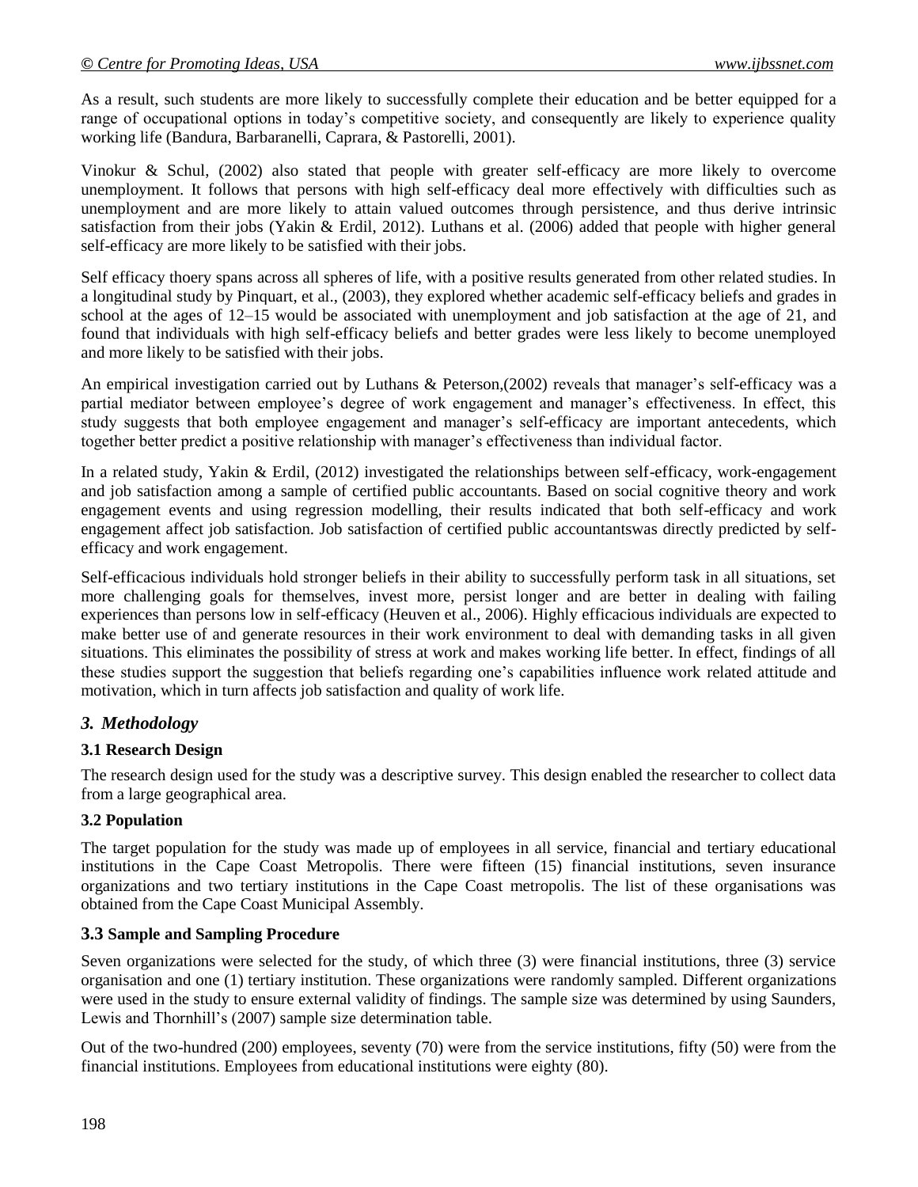As a result, such students are more likely to successfully complete their education and be better equipped for a range of occupational options in today's competitive society, and consequently are likely to experience quality working life (Bandura, Barbaranelli, Caprara, & Pastorelli, 2001).

Vinokur & Schul, (2002) also stated that people with greater self-efficacy are more likely to overcome unemployment. It follows that persons with high self-efficacy deal more effectively with difficulties such as unemployment and are more likely to attain valued outcomes through persistence, and thus derive intrinsic satisfaction from their jobs (Yakin & Erdil, 2012). Luthans et al. (2006) added that people with higher general self-efficacy are more likely to be satisfied with their jobs.

Self efficacy thoery spans across all spheres of life, with a positive results generated from other related studies. In a longitudinal study by Pinquart, et al., (2003), they explored whether academic self-efficacy beliefs and grades in school at the ages of 12–15 would be associated with unemployment and job satisfaction at the age of 21, and found that individuals with high self-efficacy beliefs and better grades were less likely to become unemployed and more likely to be satisfied with their jobs.

An empirical investigation carried out by Luthans & Peterson,(2002) reveals that manager's self-efficacy was a partial mediator between employee's degree of work engagement and manager's effectiveness. In effect, this study suggests that both employee engagement and manager's self-efficacy are important antecedents, which together better predict a positive relationship with manager's effectiveness than individual factor.

In a related study, Yakin & Erdil, (2012) investigated the relationships between self-efficacy, work-engagement and job satisfaction among a sample of certified public accountants. Based on social cognitive theory and work engagement events and using regression modelling, their results indicated that both self-efficacy and work engagement affect job satisfaction. Job satisfaction of certified public accountantswas directly predicted by self-efficacy and work engagement.

Self-efficacious individuals hold stronger beliefs in their ability to successfully perform task in all situations, set more challenging goals for themselves, invest more, persist longer and are better in dealing with failing experiences than persons low in self-efficacy (Heuven et al., 2006). Highly efficacious individuals are expected to make better use of and generate resources in their work environment to deal with demanding tasks in all given situations. This eliminates the possibility of stress at work and makes working life better. In effect, findings of all these studies support the suggestion that beliefs regarding one's capabilities influence work related attitude and motivation, which in turn affects job satisfaction and quality of work life.

## *3. Methodology*

### 3.1 Research Design

The research design used for the study was a descriptive survey. This design enabled the researcher to collect data from a large geographical area.

### 3.2 Population

The target population for the study was made up of employees in all service, financial and tertiary educational institutions in the Cape Coast Metropolis. There were fifteen (15) financial institutions, seven insurance organizations and two tertiary institutions in the Cape Coast metropolis. The list of these organisations was obtained from the Cape Coast Municipal Assembly.

### 3.3 Sample and Sampling Procedure

Seven organizations were selected for the study, of which three (3) were financial institutions, three (3) service organisation and one (1) tertiary institution. These organizations were randomly sampled. Different organizations were used in the study to ensure external validity of findings. The sample size was determined by using Saunders, Lewis and Thornhill's (2007) sample size determination table.

Out of the two-hundred (200) employees, seventy (70) were from the service institutions, fifty (50) were from the financial institutions. Employees from educational institutions were eighty (80).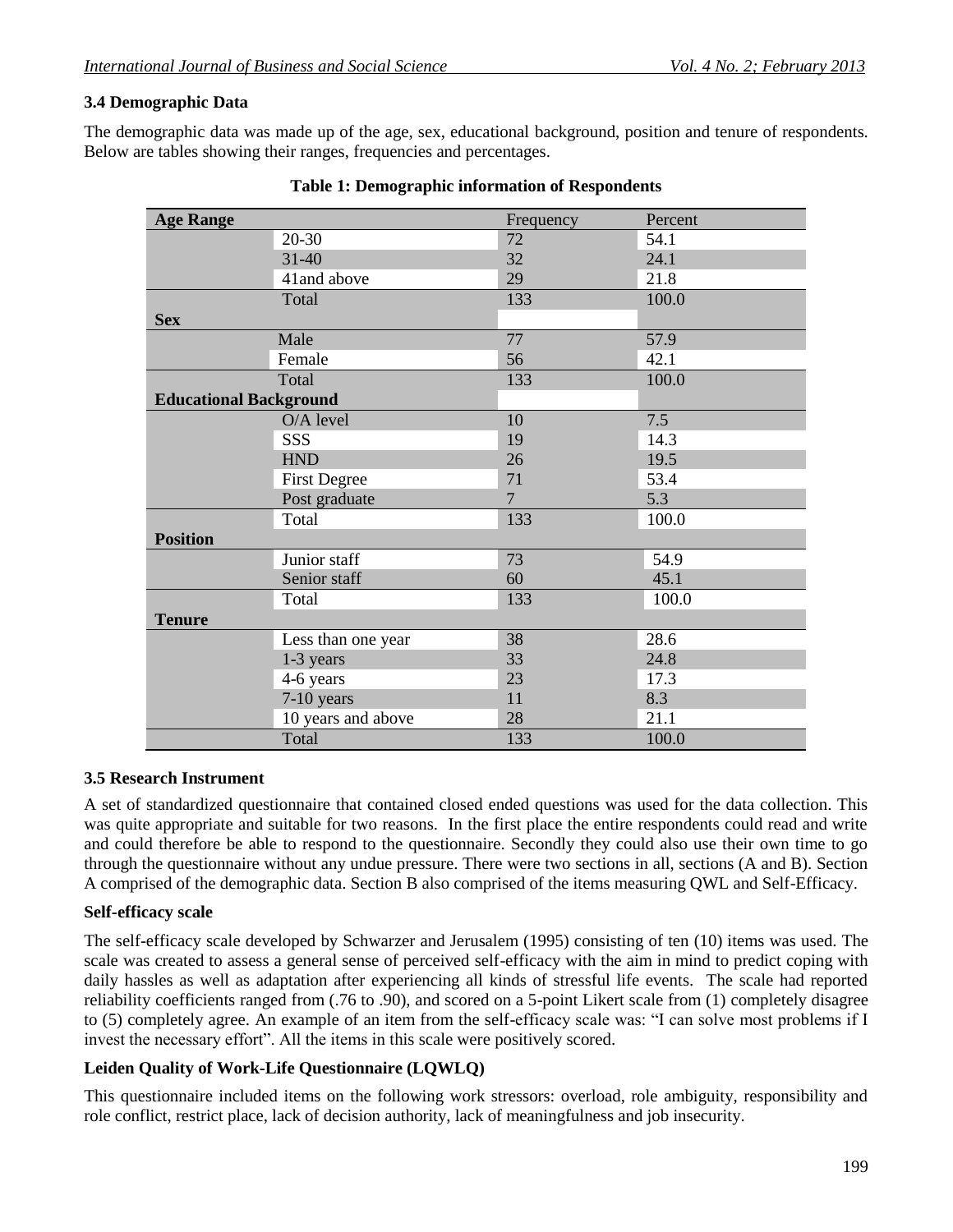### 3.4 Demographic Data

The demographic data was made up of the age, sex, educational background, position and tenure of respondents. Below are tables showing their ranges, frequencies and percentages.

**Table 1: Demographic information of Respondents**

| **Age Range** | | Frequency | Percent |
|---|---|---|---|
| | 20-30 | 72 | 54.1 |
| | 31-40 | 32 | 24.1 |
| | 41and above | 29 | 21.8 |
| | Total | 133 | 100.0 |
| **Sex** | | | |
| | Male | 77 | 57.9 |
| | Female | 56 | 42.1 |
| | Total | 133 | 100.0 |
| **Educational Background** | | | |
| | O/A level | 10 | 7.5 |
| | SSS | 19 | 14.3 |
| | HND | 26 | 19.5 |
| | First Degree | 71 | 53.4 |
| | Post graduate | 7 | 5.3 |
| | Total | 133 | 100.0 |
| **Position** | | | |
| | Junior staff | 73 | 54.9 |
| | Senior staff | 60 | 45.1 |
| | Total | 133 | 100.0 |
| **Tenure** | | | |
| | Less than one year | 38 | 28.6 |
| | 1-3 years | 33 | 24.8 |
| | 4-6 years | 23 | 17.3 |
| | 7-10 years | 11 | 8.3 |
| | 10 years and above | 28 | 21.1 |
| | Total | 133 | 100.0 |

### 3.5 Research Instrument

A set of standardized questionnaire that contained closed ended questions was used for the data collection. This was quite appropriate and suitable for two reasons. In the first place the entire respondents could read and write and could therefore be able to respond to the questionnaire. Secondly they could also use their own time to go through the questionnaire without any undue pressure. There were two sections in all, sections (A and B). Section A comprised of the demographic data. Section B also comprised of the items measuring QWL and Self-Efficacy.

**Self-efficacy scale**

The self-efficacy scale developed by Schwarzer and Jerusalem (1995) consisting of ten (10) items was used. The scale was created to assess a general sense of perceived self-efficacy with the aim in mind to predict coping with daily hassles as well as adaptation after experiencing all kinds of stressful life events. The scale had reported reliability coefficients ranged from (.76 to .90), and scored on a 5-point Likert scale from (1) completely disagree to (5) completely agree. An example of an item from the self-efficacy scale was: "I can solve most problems if I invest the necessary effort". All the items in this scale were positively scored.

**Leiden Quality of Work-Life Questionnaire (LQWLQ)**

This questionnaire included items on the following work stressors: overload, role ambiguity, responsibility and role conflict, restrict place, lack of decision authority, lack of meaningfulness and job insecurity.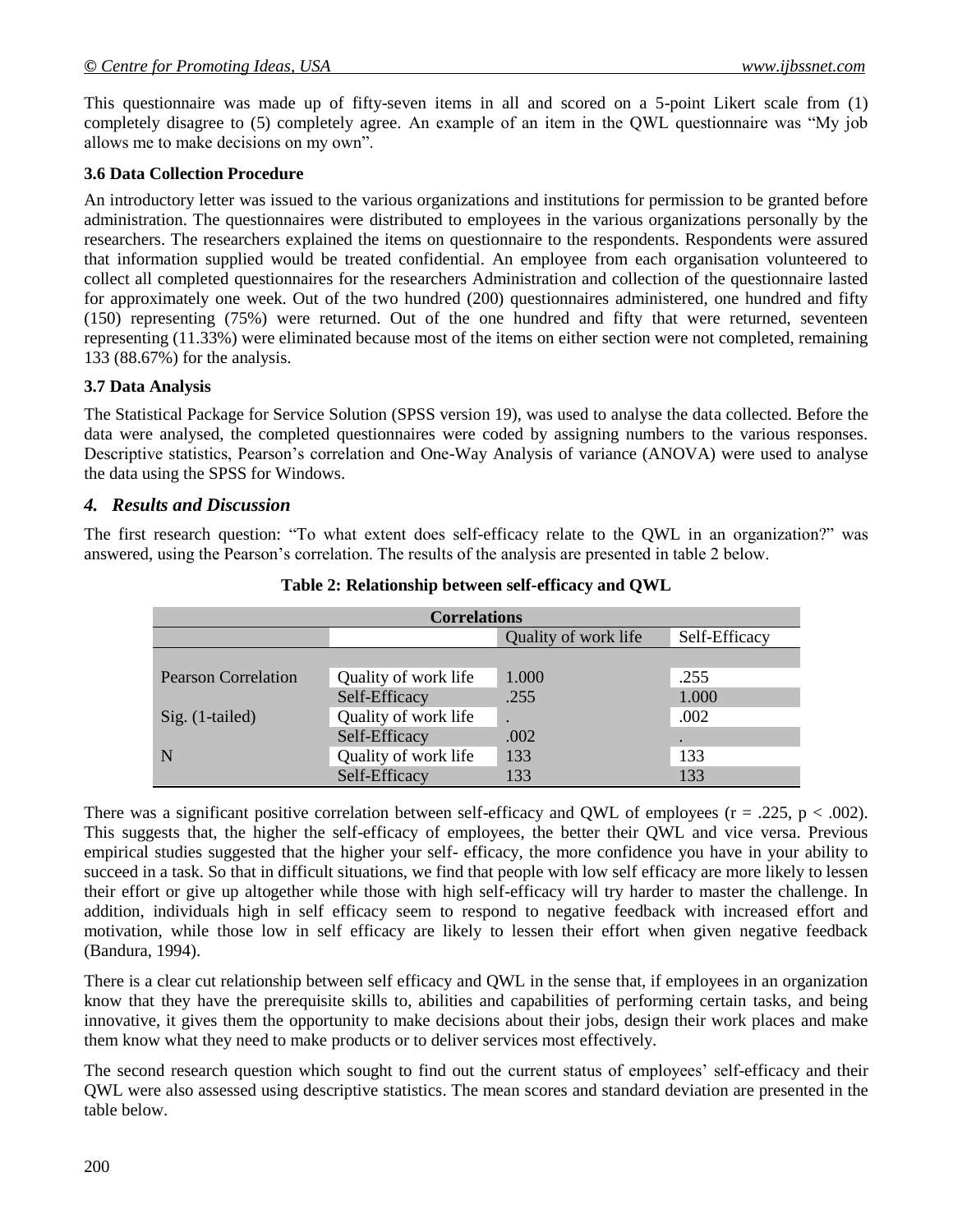This questionnaire was made up of fifty-seven items in all and scored on a 5-point Likert scale from (1) completely disagree to (5) completely agree. An example of an item in the QWL questionnaire was "My job allows me to make decisions on my own".

### 3.6 Data Collection Procedure

An introductory letter was issued to the various organizations and institutions for permission to be granted before administration. The questionnaires were distributed to employees in the various organizations personally by the researchers. The researchers explained the items on questionnaire to the respondents. Respondents were assured that information supplied would be treated confidential. An employee from each organisation volunteered to collect all completed questionnaires for the researchers Administration and collection of the questionnaire lasted for approximately one week. Out of the two hundred (200) questionnaires administered, one hundred and fifty (150) representing (75%) were returned. Out of the one hundred and fifty that were returned, seventeen representing (11.33%) were eliminated because most of the items on either section were not completed, remaining 133 (88.67%) for the analysis.

### 3.7 Data Analysis

The Statistical Package for Service Solution (SPSS version 19), was used to analyse the data collected. Before the data were analysed, the completed questionnaires were coded by assigning numbers to the various responses. Descriptive statistics, Pearson's correlation and One-Way Analysis of variance (ANOVA) were used to analyse the data using the SPSS for Windows.

## *4. Results and Discussion*

The first research question: "To what extent does self-efficacy relate to the QWL in an organization?" was answered, using the Pearson's correlation. The results of the analysis are presented in table 2 below.

**Table 2: Relationship between self-efficacy and QWL**

| Correlations | | | |
|---|---|---|---|
| | | Quality of work life | Self-Efficacy |
| Pearson Correlation | Quality of work life | 1.000 | .255 |
| | Self-Efficacy | .255 | 1.000 |
| Sig. (1-tailed) | Quality of work life | . | .002 |
| | Self-Efficacy | .002 | . |
| N | Quality of work life | 133 | 133 |
| | Self-Efficacy | 133 | 133 |

There was a significant positive correlation between self-efficacy and QWL of employees ($r = .225$, $p < .002$). This suggests that, the higher the self-efficacy of employees, the better their QWL and vice versa. Previous empirical studies suggested that the higher your self- efficacy, the more confidence you have in your ability to succeed in a task. So that in difficult situations, we find that people with low self efficacy are more likely to lessen their effort or give up altogether while those with high self-efficacy will try harder to master the challenge. In addition, individuals high in self efficacy seem to respond to negative feedback with increased effort and motivation, while those low in self efficacy are likely to lessen their effort when given negative feedback (Bandura, 1994).

There is a clear cut relationship between self efficacy and QWL in the sense that, if employees in an organization know that they have the prerequisite skills to, abilities and capabilities of performing certain tasks, and being innovative, it gives them the opportunity to make decisions about their jobs, design their work places and make them know what they need to make products or to deliver services most effectively.

The second research question which sought to find out the current status of employees' self-efficacy and their QWL were also assessed using descriptive statistics. The mean scores and standard deviation are presented in the table below.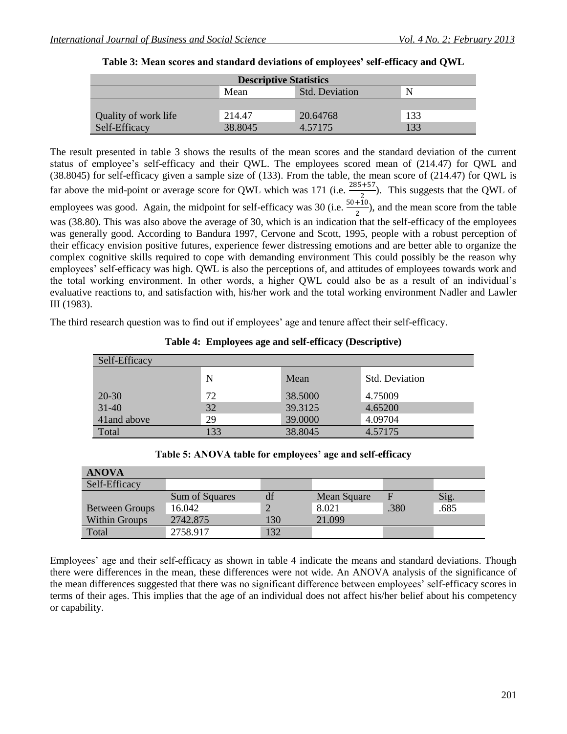**Table 3: Mean scores and standard deviations of employees' self-efficacy and QWL**

| Descriptive Statistics | | | |
|---|---|---|---|
| | Mean | Std. Deviation | N |
| Quality of work life | 214.47 | 20.64768 | 133 |
| Self-Efficacy | 38.8045 | 4.57175 | 133 |

The result presented in table 3 shows the results of the mean scores and the standard deviation of the current status of employee's self-efficacy and their QWL. The employees scored mean of (214.47) for QWL and (38.8045) for self-efficacy given a sample size of (133). From the table, the mean score of (214.47) for QWL is far above the mid-point or average score for QWL which was 171 (i.e. $\frac{285+57}{2}$). This suggests that the QWL of employees was good. Again, the midpoint for self-efficacy was 30 (i.e. $\frac{50+10}{2}$), and the mean score from the table was (38.80). This was also above the average of 30, which is an indication that the self-efficacy of the employees was generally good. According to Bandura 1997, Cervone and Scott, 1995, people with a robust perception of their efficacy envision positive futures, experience fewer distressing emotions and are better able to organize the complex cognitive skills required to cope with demanding environment This could possibly be the reason why employees' self-efficacy was high. QWL is also the perceptions of, and attitudes of employees towards work and the total working environment. In other words, a higher QWL could also be as a result of an individual's evaluative reactions to, and satisfaction with, his/her work and the total working environment Nadler and Lawler III (1983).

The third research question was to find out if employees' age and tenure affect their self-efficacy.

**Table 4: Employees age and self-efficacy (Descriptive)**

| Self-Efficacy | | | |
|---|---|---|---|
| | N | Mean | Std. Deviation |
| 20-30 | 72 | 38.5000 | 4.75009 |
| 31-40 | 32 | 39.3125 | 4.65200 |
| 41and above | 29 | 39.0000 | 4.09704 |
| Total | 133 | 38.8045 | 4.57175 |

**Table 5: ANOVA table for employees' age and self-efficacy**

| ANOVA | | | | | |
|---|---|---|---|---|---|
| Self-Efficacy | | | | | |
| | Sum of Squares | df | Mean Square | F | Sig. |
| Between Groups | 16.042 | 2 | 8.021 | .380 | .685 |
| Within Groups | 2742.875 | 130 | 21.099 | | |
| Total | 2758.917 | 132 | | | |

Employees' age and their self-efficacy as shown in table 4 indicate the means and standard deviations. Though there were differences in the mean, these differences were not wide. An ANOVA analysis of the significance of the mean differences suggested that there was no significant difference between employees' self-efficacy scores in terms of their ages. This implies that the age of an individual does not affect his/her belief about his competency or capability.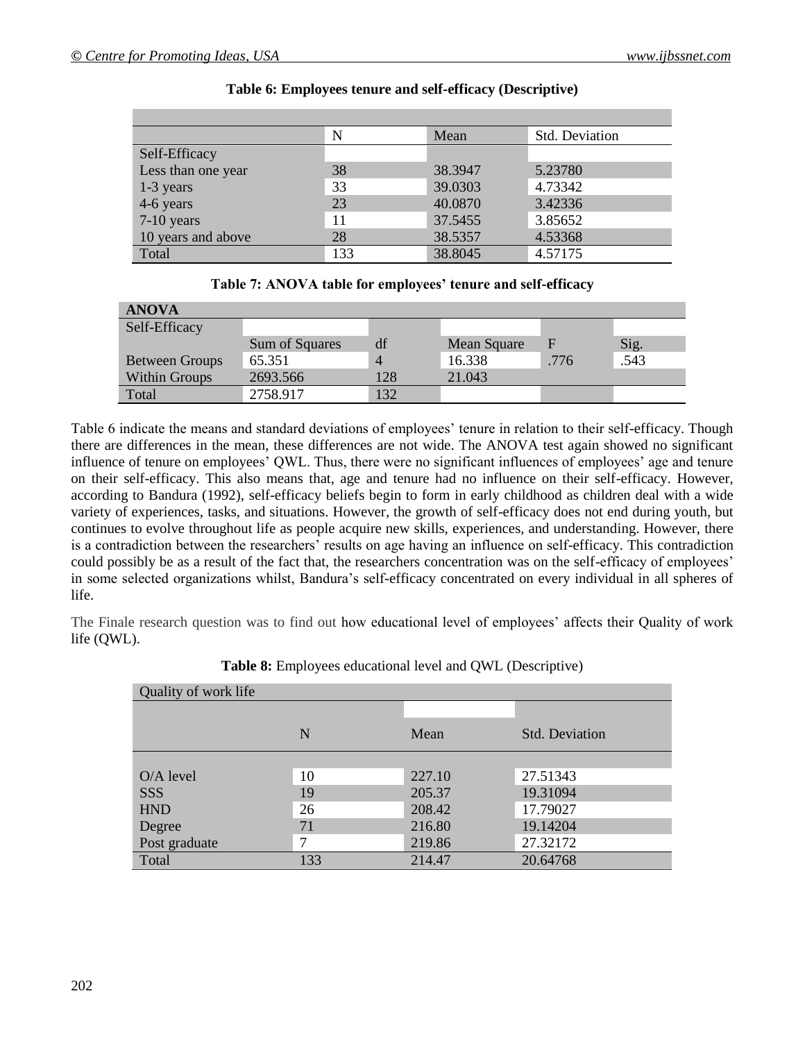**Table 6: Employees tenure and self-efficacy (Descriptive)**

| | N | Mean | Std. Deviation |
|---|---|---|---|
| Self-Efficacy | | | |
| Less than one year | 38 | 38.3947 | 5.23780 |
| 1-3 years | 33 | 39.0303 | 4.73342 |
| 4-6 years | 23 | 40.0870 | 3.42336 |
| 7-10 years | 11 | 37.5455 | 3.85652 |
| 10 years and above | 28 | 38.5357 | 4.53368 |
| Total | 133 | 38.8045 | 4.57175 |

**Table 7: ANOVA table for employees' tenure and self-efficacy**

| **ANOVA** | | | | | |
|---|---|---|---|---|---|
| Self-Efficacy | | | | | |
| | Sum of Squares | df | Mean Square | F | Sig. |
| Between Groups | 65.351 | 4 | 16.338 | .776 | .543 |
| Within Groups | 2693.566 | 128 | 21.043 | | |
| Total | 2758.917 | 132 | | | |

Table 6 indicate the means and standard deviations of employees' tenure in relation to their self-efficacy. Though there are differences in the mean, these differences are not wide. The ANOVA test again showed no significant influence of tenure on employees' QWL. Thus, there were no significant influences of employees' age and tenure on their self-efficacy. This also means that, age and tenure had no influence on their self-efficacy. However, according to Bandura (1992), self-efficacy beliefs begin to form in early childhood as children deal with a wide variety of experiences, tasks, and situations. However, the growth of self-efficacy does not end during youth, but continues to evolve throughout life as people acquire new skills, experiences, and understanding. However, there is a contradiction between the researchers' results on age having an influence on self-efficacy. This contradiction could possibly be as a result of the fact that, the researchers concentration was on the self-efficacy of employees' in some selected organizations whilst, Bandura's self-efficacy concentrated on every individual in all spheres of life.

The Finale research question was to find out how educational level of employees' affects their Quality of work life (QWL).

**Table 8:** Employees educational level and QWL (Descriptive)

| Quality of work life | | | |
|---|---|---|---|
| | N | Mean | Std. Deviation |
| O/A level | 10 | 227.10 | 27.51343 |
| SSS | 19 | 205.37 | 19.31094 |
| HND | 26 | 208.42 | 17.79027 |
| Degree | 71 | 216.80 | 19.14204 |
| Post graduate | 7 | 219.86 | 27.32172 |
| Total | 133 | 214.47 | 20.64768 |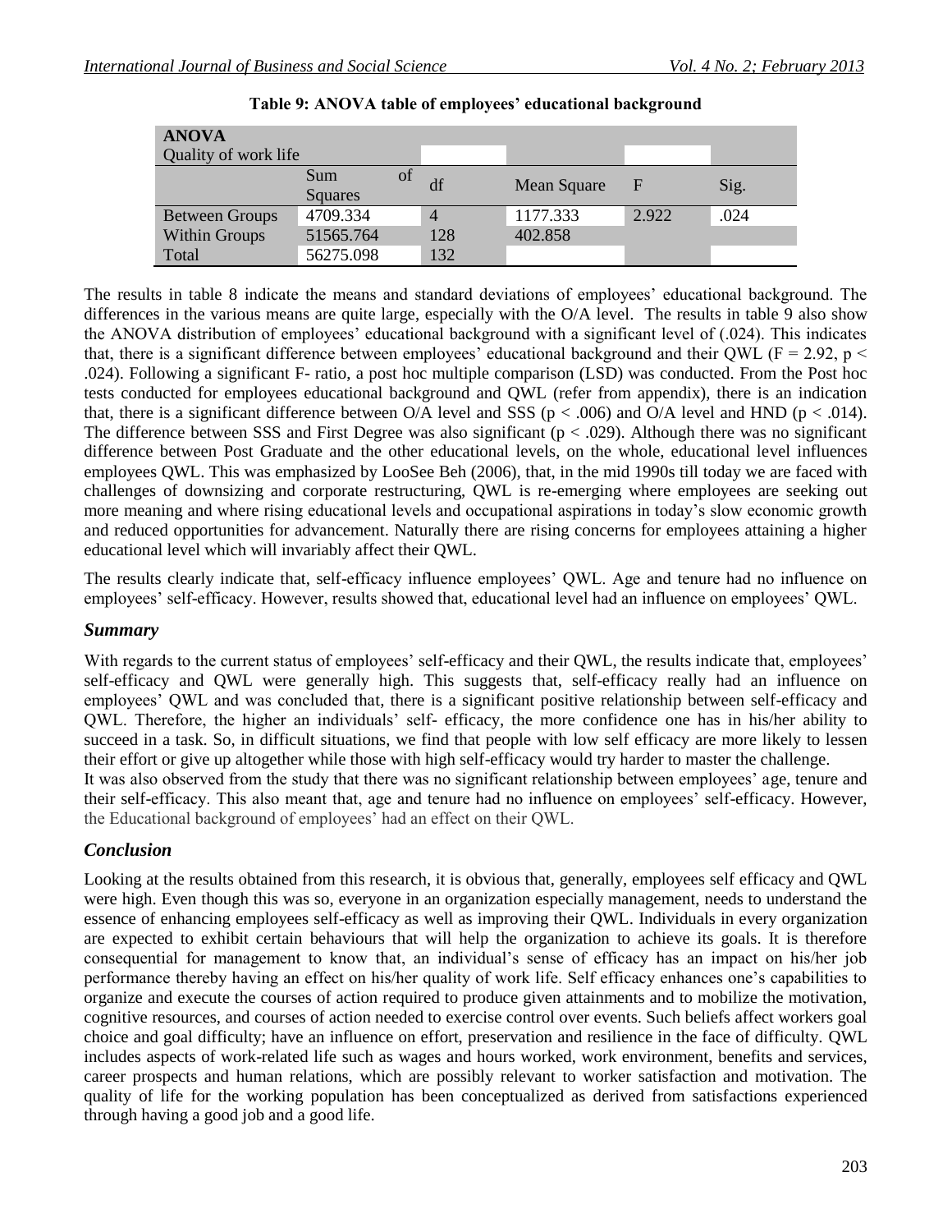**Table 9: ANOVA table of employees' educational background**

| ANOVA | | | | | |
|---|---|---|---|---|---|
| Quality of work life | | | | | |
| | Sum of Squares | df | Mean Square | F | Sig. |
| Between Groups | 4709.334 | 4 | 1177.333 | 2.922 | .024 |
| Within Groups | 51565.764 | 128 | 402.858 | | |
| Total | 56275.098 | 132 | | | |

The results in table 8 indicate the means and standard deviations of employees' educational background. The differences in the various means are quite large, especially with the O/A level. The results in table 9 also show the ANOVA distribution of employees' educational background with a significant level of (.024). This indicates that, there is a significant difference between employees' educational background and their QWL ($F = 2.92$, $p < .024$). Following a significant F- ratio, a post hoc multiple comparison (LSD) was conducted. From the Post hoc tests conducted for employees educational background and QWL (refer from appendix), there is an indication that, there is a significant difference between O/A level and SSS ($p < .006$) and O/A level and HND ($p < .014$). The difference between SSS and First Degree was also significant ($p < .029$). Although there was no significant difference between Post Graduate and the other educational levels, on the whole, educational level influences employees QWL. This was emphasized by LooSee Beh (2006), that, in the mid 1990s till today we are faced with challenges of downsizing and corporate restructuring, QWL is re-emerging where employees are seeking out more meaning and where rising educational levels and occupational aspirations in today's slow economic growth and reduced opportunities for advancement. Naturally there are rising concerns for employees attaining a higher educational level which will invariably affect their QWL.

The results clearly indicate that, self-efficacy influence employees' QWL. Age and tenure had no influence on employees' self-efficacy. However, results showed that, educational level had an influence on employees' QWL.

## *Summary*

With regards to the current status of employees' self-efficacy and their QWL, the results indicate that, employees' self-efficacy and QWL were generally high. This suggests that, self-efficacy really had an influence on employees' QWL and was concluded that, there is a significant positive relationship between self-efficacy and QWL. Therefore, the higher an individuals' self- efficacy, the more confidence one has in his/her ability to succeed in a task. So, in difficult situations, we find that people with low self efficacy are more likely to lessen their effort or give up altogether while those with high self-efficacy would try harder to master the challenge.

It was also observed from the study that there was no significant relationship between employees' age, tenure and their self-efficacy. This also meant that, age and tenure had no influence on employees' self-efficacy. However, the Educational background of employees' had an effect on their QWL.

## *Conclusion*

Looking at the results obtained from this research, it is obvious that, generally, employees self efficacy and QWL were high. Even though this was so, everyone in an organization especially management, needs to understand the essence of enhancing employees self-efficacy as well as improving their QWL. Individuals in every organization are expected to exhibit certain behaviours that will help the organization to achieve its goals. It is therefore consequential for management to know that, an individual's sense of efficacy has an impact on his/her job performance thereby having an effect on his/her quality of work life. Self efficacy enhances one's capabilities to organize and execute the courses of action required to produce given attainments and to mobilize the motivation, cognitive resources, and courses of action needed to exercise control over events. Such beliefs affect workers goal choice and goal difficulty; have an influence on effort, preservation and resilience in the face of difficulty. QWL includes aspects of work-related life such as wages and hours worked, work environment, benefits and services, career prospects and human relations, which are possibly relevant to worker satisfaction and motivation. The quality of life for the working population has been conceptualized as derived from satisfactions experienced through having a good job and a good life.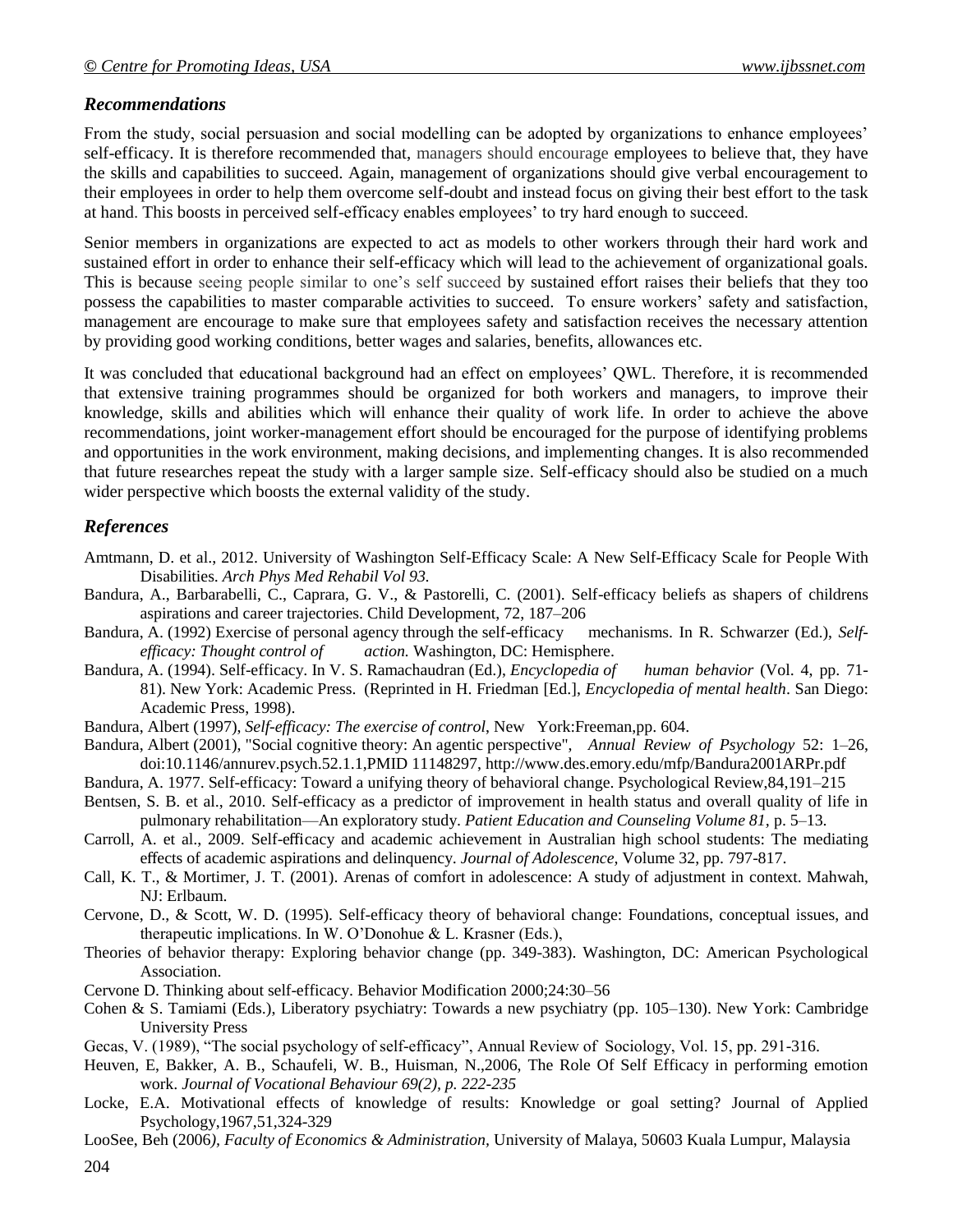### *Recommendations*

From the study, social persuasion and social modelling can be adopted by organizations to enhance employees' self-efficacy. It is therefore recommended that, managers should encourage employees to believe that, they have the skills and capabilities to succeed. Again, management of organizations should give verbal encouragement to their employees in order to help them overcome self-doubt and instead focus on giving their best effort to the task at hand. This boosts in perceived self-efficacy enables employees' to try hard enough to succeed.

Senior members in organizations are expected to act as models to other workers through their hard work and sustained effort in order to enhance their self-efficacy which will lead to the achievement of organizational goals. This is because seeing people similar to one's self succeed by sustained effort raises their beliefs that they too possess the capabilities to master comparable activities to succeed. To ensure workers' safety and satisfaction, management are encourage to make sure that employees safety and satisfaction receives the necessary attention by providing good working conditions, better wages and salaries, benefits, allowances etc.

It was concluded that educational background had an effect on employees' QWL. Therefore, it is recommended that extensive training programmes should be organized for both workers and managers, to improve their knowledge, skills and abilities which will enhance their quality of work life. In order to achieve the above recommendations, joint worker-management effort should be encouraged for the purpose of identifying problems and opportunities in the work environment, making decisions, and implementing changes. It is also recommended that future researches repeat the study with a larger sample size. Self-efficacy should also be studied on a much wider perspective which boosts the external validity of the study.

### *References*

Amtmann, D. et al., 2012. University of Washington Self-Efficacy Scale: A New Self-Efficacy Scale for People With Disabilities. *Arch Phys Med Rehabil Vol 93.*

Bandura, A., Barbarabelli, C., Caprara, G. V., & Pastorelli, C. (2001). Self-efficacy beliefs as shapers of childrens aspirations and career trajectories. Child Development, 72, 187–206

Bandura, A. (1992) Exercise of personal agency through the self-efficacy mechanisms. In R. Schwarzer (Ed.), *Self-efficacy: Thought control of action.* Washington, DC: Hemisphere.

Bandura, A. (1994). Self-efficacy. In V. S. Ramachaudran (Ed.), *Encyclopedia of human behavior* (Vol. 4, pp. 71-81). New York: Academic Press. (Reprinted in H. Friedman [Ed.], *Encyclopedia of mental health*. San Diego: Academic Press, 1998).

Bandura, Albert (1997), *Self-efficacy: The exercise of control*, New York:Freeman,pp. 604.

Bandura, Albert (2001), "Social cognitive theory: An agentic perspective", *Annual Review of Psychology* 52: 1–26, doi:10.1146/annurev.psych.52.1.1,PMID 11148297, http://www.des.emory.edu/mfp/Bandura2001ARPr.pdf

Bandura, A. 1977. Self-efficacy: Toward a unifying theory of behavioral change. Psychological Review,84,191–215

Bentsen, S. B. et al., 2010. Self-efficacy as a predictor of improvement in health status and overall quality of life in pulmonary rehabilitation—An exploratory study. *Patient Education and Counseling Volume 81,* p. 5–13.

Carroll, A. et al., 2009. Self-efficacy and academic achievement in Australian high school students: The mediating effects of academic aspirations and delinquency. *Journal of Adolescence,* Volume 32, pp. 797-817.

Call, K. T., & Mortimer, J. T. (2001). Arenas of comfort in adolescence: A study of adjustment in context. Mahwah, NJ: Erlbaum.

Cervone, D., & Scott, W. D. (1995). Self-efficacy theory of behavioral change: Foundations, conceptual issues, and therapeutic implications. In W. O'Donohue & L. Krasner (Eds.),

Theories of behavior therapy: Exploring behavior change (pp. 349-383). Washington, DC: American Psychological Association.

Cervone D. Thinking about self-efficacy. Behavior Modification 2000;24:30–56

Cohen & S. Tamiami (Eds.), Liberatory psychiatry: Towards a new psychiatry (pp. 105–130). New York: Cambridge University Press

Gecas, V. (1989), "The social psychology of self-efficacy", Annual Review of Sociology, Vol. 15, pp. 291-316.

Heuven, E, Bakker, A. B., Schaufeli, W. B., Huisman, N.,2006, The Role Of Self Efficacy in performing emotion work. *Journal of Vocational Behaviour 69(2), p. 222-235*

Locke, E.A. Motivational effects of knowledge of results: Knowledge or goal setting? Journal of Applied Psychology,1967,51,324-329

LooSee, Beh (2006*), Faculty of Economics & Administration*, University of Malaya, 50603 Kuala Lumpur, Malaysia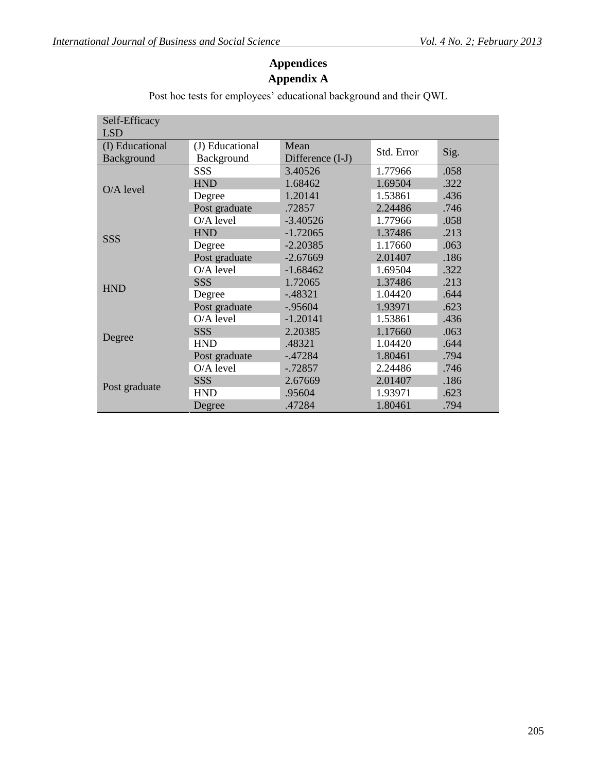# Appendices

## Appendix A

Post hoc tests for employees' educational background and their QWL

Self-Efficacy
LSD

| (I) Educational Background | (J) Educational Background | Mean Difference (I-J) | Std. Error | Sig. |
|---|---|---|---|---|
| O/A level | SSS | 3.40526 | 1.77966 | .058 |
| | HND | 1.68462 | 1.69504 | .322 |
| | Degree | 1.20141 | 1.53861 | .436 |
| | Post graduate | .72857 | 2.24486 | .746 |
| SSS | O/A level | -3.40526 | 1.77966 | .058 |
| | HND | -1.72065 | 1.37486 | .213 |
| | Degree | -2.20385 | 1.17660 | .063 |
| | Post graduate | -2.67669 | 2.01407 | .186 |
| HND | O/A level | -1.68462 | 1.69504 | .322 |
| | SSS | 1.72065 | 1.37486 | .213 |
| | Degree | -.48321 | 1.04420 | .644 |
| | Post graduate | -.95604 | 1.93971 | .623 |
| Degree | O/A level | -1.20141 | 1.53861 | .436 |
| | SSS | 2.20385 | 1.17660 | .063 |
| | HND | .48321 | 1.04420 | .644 |
| | Post graduate | -.47284 | 1.80461 | .794 |
| Post graduate | O/A level | -.72857 | 2.24486 | .746 |
| | SSS | 2.67669 | 2.01407 | .186 |
| | HND | .95604 | 1.93971 | .623 |
| | Degree | .47284 | 1.80461 | .794 |